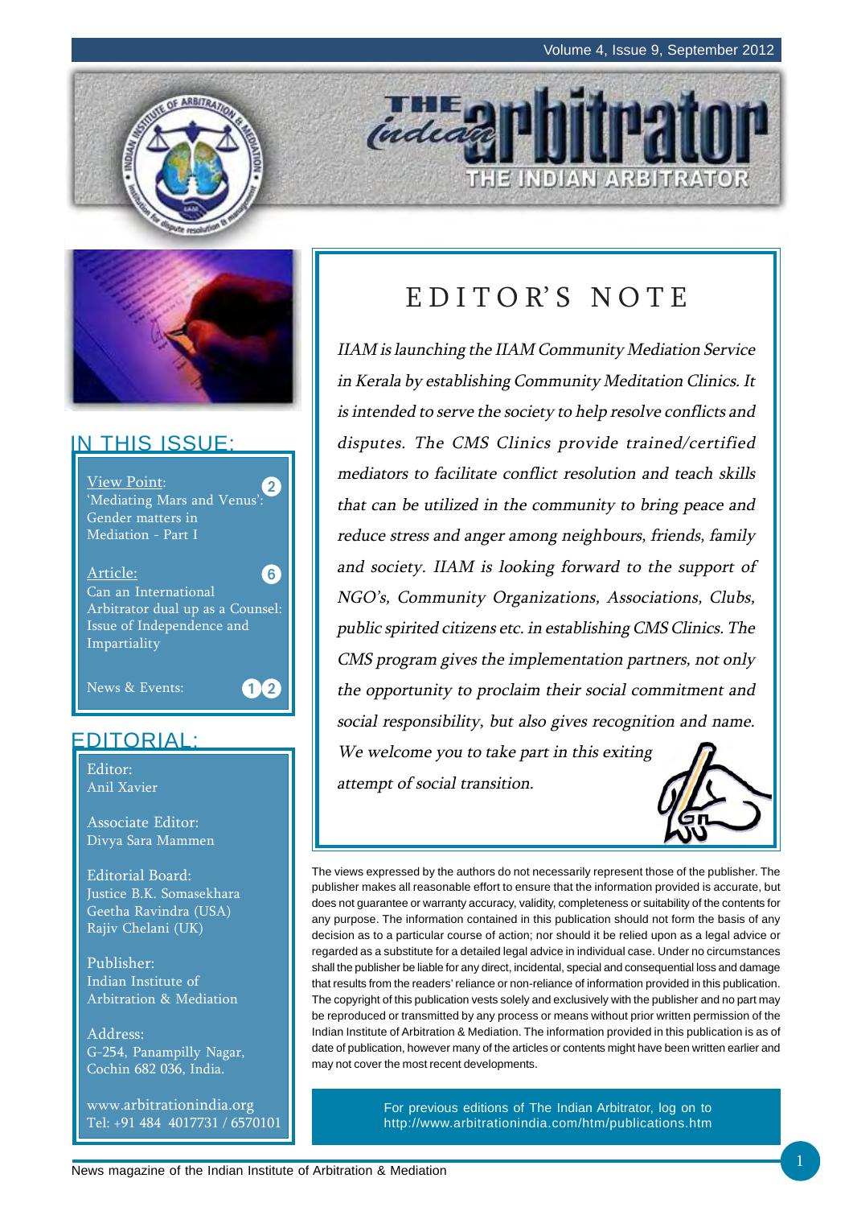# THE INDIAN ARBITRATOR

## IN THIS ISSUE:

View Point: 'Mediating Mars and Venus': Gender matters in Mediation - Part I — 2

Article: Can an International Arbitrator dual up as a Counsel: Issue of Independence and Impartiality — 6

News & Events: 12

## EDITORIAL:

Editor:
Anil Xavier

Associate Editor:
Divya Sara Mammen

Editorial Board:
Justice B.K. Somasekhara
Geetha Ravindra (USA)
Rajiv Chelani (UK)

Publisher:
Indian Institute of Arbitration & Mediation

Address:
G-254, Panampilly Nagar,
Cochin 682 036, India.

www.arbitrationindia.org
Tel: +91 484 4017731 / 6570101

## EDITOR'S NOTE

*IIAM is launching the IIAM Community Mediation Service in Kerala by establishing Community Meditation Clinics. It is intended to serve the society to help resolve conflicts and disputes. The CMS Clinics provide trained/certified mediators to facilitate conflict resolution and teach skills that can be utilized in the community to bring peace and reduce stress and anger among neighbours, friends, family and society. IIAM is looking forward to the support of NGO's, Community Organizations, Associations, Clubs, public spirited citizens etc. in establishing CMS Clinics. The CMS program gives the implementation partners, not only the opportunity to proclaim their social commitment and social responsibility, but also gives recognition and name. We welcome you to take part in this exiting attempt of social transition.*

The views expressed by the authors do not necessarily represent those of the publisher. The publisher makes all reasonable effort to ensure that the information provided is accurate, but does not guarantee or warranty accuracy, validity, completeness or suitability of the contents for any purpose. The information contained in this publication should not form the basis of any decision as to a particular course of action; nor should it be relied upon as a legal advice or regarded as a substitute for a detailed legal advice in individual case. Under no circumstances shall the publisher be liable for any direct, incidental, special and consequential loss and damage that results from the readers' reliance or non-reliance of information provided in this publication. The copyright of this publication vests solely and exclusively with the publisher and no part may be reproduced or transmitted by any process or means without prior written permission of the Indian Institute of Arbitration & Mediation. The information provided in this publication is as of date of publication, however many of the articles or contents might have been written earlier and may not cover the most recent developments.

For previous editions of The Indian Arbitrator, log on to http://www.arbitrationindia.com/htm/publications.htm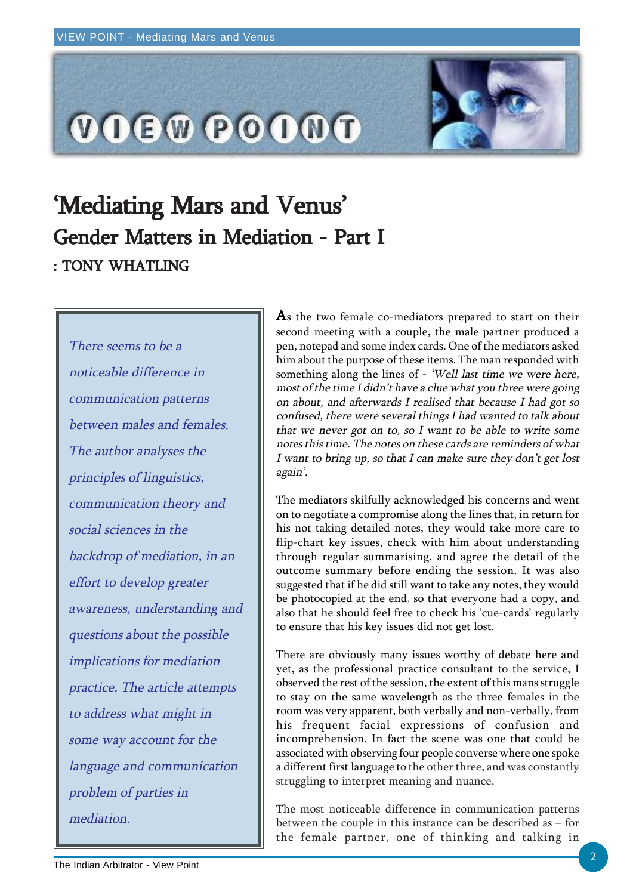# 'Mediating Mars and Venus'

## Gender Matters in Mediation - Part I

**: TONY WHATLING**

*There seems to be a noticeable difference in communication patterns between males and females. The author analyses the principles of linguistics, communication theory and social sciences in the backdrop of mediation, in an effort to develop greater awareness, understanding and questions about the possible implications for mediation practice. The article attempts to address what might in some way account for the language and communication problem of parties in mediation.*

As the two female co-mediators prepared to start on their second meeting with a couple, the male partner produced a pen, notepad and some index cards. One of the mediators asked him about the purpose of these items. The man responded with something along the lines of - *'Well last time we were here, most of the time I didn't have a clue what you three were going on about, and afterwards I realised that because I had got so confused, there were several things I had wanted to talk about that we never got on to, so I want to be able to write some notes this time. The notes on these cards are reminders of what I want to bring up, so that I can make sure they don't get lost again'.*

The mediators skilfully acknowledged his concerns and went on to negotiate a compromise along the lines that, in return for his not taking detailed notes, they would take more care to flip-chart key issues, check with him about understanding through regular summarising, and agree the detail of the outcome summary before ending the session. It was also suggested that if he did still want to take any notes, they would be photocopied at the end, so that everyone had a copy, and also that he should feel free to check his 'cue-cards' regularly to ensure that his key issues did not get lost.

There are obviously many issues worthy of debate here and yet, as the professional practice consultant to the service, I observed the rest of the session, the extent of this mans struggle to stay on the same wavelength as the three females in the room was very apparent, both verbally and non-verbally, from his frequent facial expressions of confusion and incomprehension. In fact the scene was one that could be associated with observing four people converse where one spoke a different first language to the other three, and was constantly struggling to interpret meaning and nuance.

The most noticeable difference in communication patterns between the couple in this instance can be described as – for the female partner, one of thinking and talking in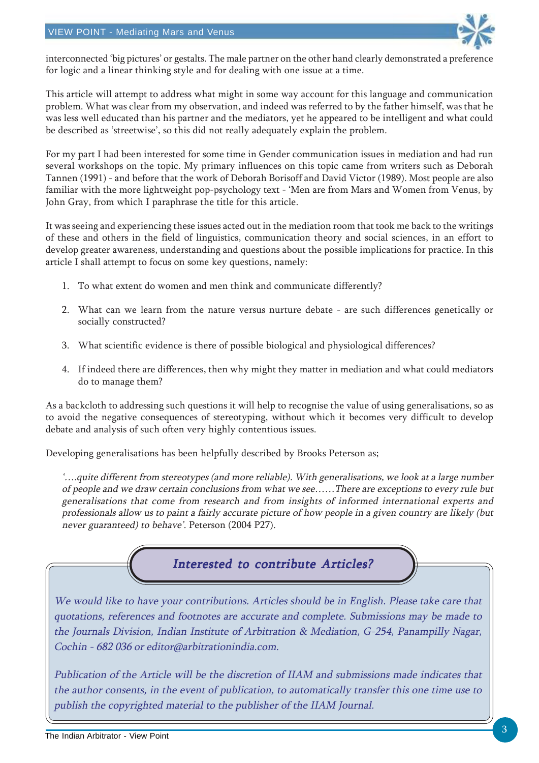interconnected 'big pictures' or gestalts. The male partner on the other hand clearly demonstrated a preference for logic and a linear thinking style and for dealing with one issue at a time.

This article will attempt to address what might in some way account for this language and communication problem. What was clear from my observation, and indeed was referred to by the father himself, was that he was less well educated than his partner and the mediators, yet he appeared to be intelligent and what could be described as 'streetwise', so this did not really adequately explain the problem.

For my part I had been interested for some time in Gender communication issues in mediation and had run several workshops on the topic. My primary influences on this topic came from writers such as Deborah Tannen (1991) - and before that the work of Deborah Borisoff and David Victor (1989). Most people are also familiar with the more lightweight pop-psychology text - 'Men are from Mars and Women from Venus, by John Gray, from which I paraphrase the title for this article.

It was seeing and experiencing these issues acted out in the mediation room that took me back to the writings of these and others in the field of linguistics, communication theory and social sciences, in an effort to develop greater awareness, understanding and questions about the possible implications for practice. In this article I shall attempt to focus on some key questions, namely:

1. To what extent do women and men think and communicate differently?
2. What can we learn from the nature versus nurture debate - are such differences genetically or socially constructed?
3. What scientific evidence is there of possible biological and physiological differences?
4. If indeed there are differences, then why might they matter in mediation and what could mediators do to manage them?

As a backcloth to addressing such questions it will help to recognise the value of using generalisations, so as to avoid the negative consequences of stereotyping, without which it becomes very difficult to develop debate and analysis of such often very highly contentious issues.

Developing generalisations has been helpfully described by Brooks Peterson as;

*'….quite different from stereotypes (and more reliable). With generalisations, we look at a large number of people and we draw certain conclusions from what we see……There are exceptions to every rule but generalisations that come from research and from insights of informed international experts and professionals allow us to paint a fairly accurate picture of how people in a given country are likely (but never guaranteed) to behave'.* Peterson (2004 P27).

> ***Interested to contribute Articles?***
>
> *We would like to have your contributions. Articles should be in English. Please take care that quotations, references and footnotes are accurate and complete. Submissions may be made to the Journals Division, Indian Institute of Arbitration & Mediation, G-254, Panampilly Nagar, Cochin - 682 036 or editor@arbitrationindia.com.*
>
> *Publication of the Article will be the discretion of IIAM and submissions made indicates that the author consents, in the event of publication, to automatically transfer this one time use to publish the copyrighted material to the publisher of the IIAM Journal.*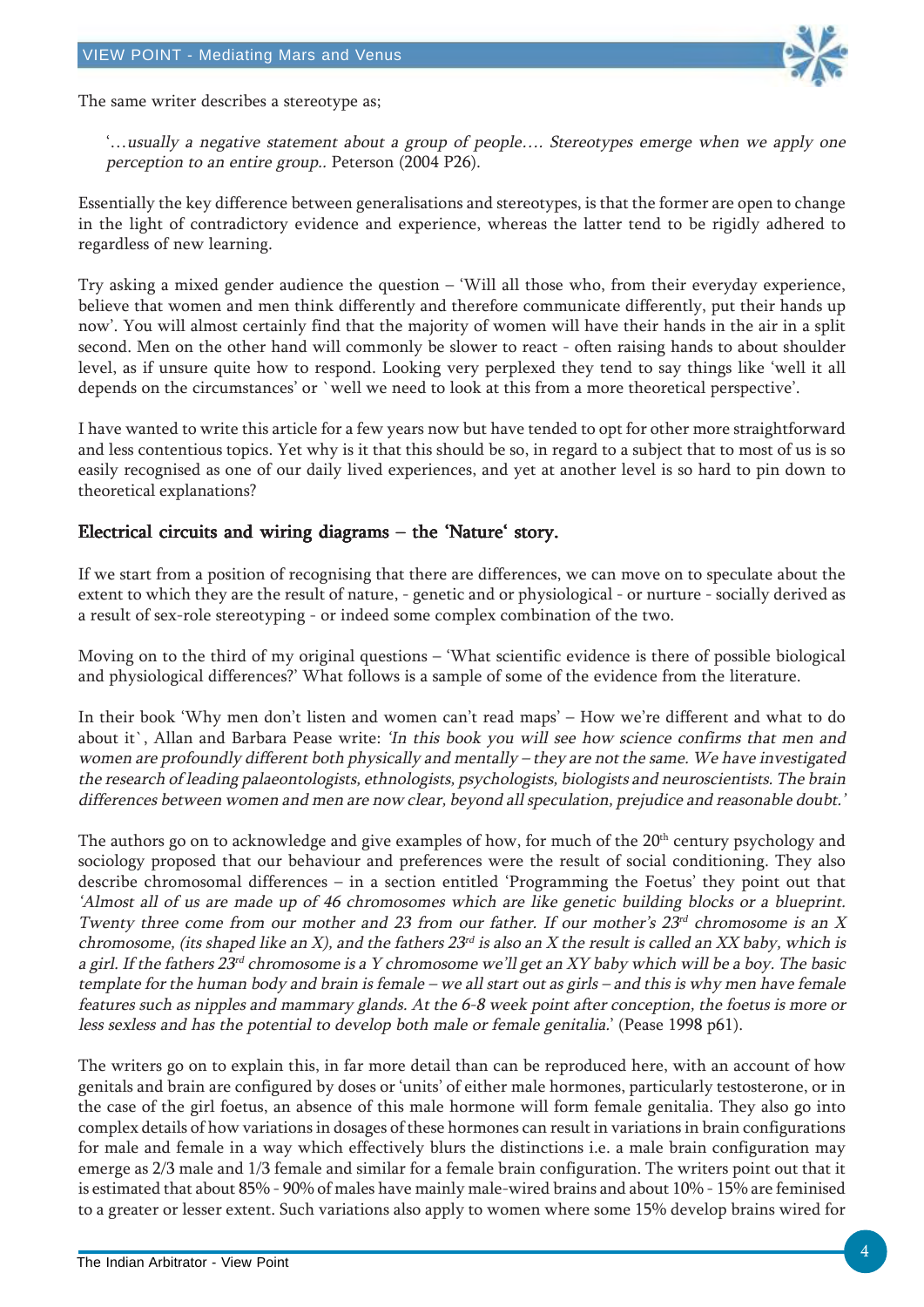The same writer describes a stereotype as;

> '…*usually a negative statement about a group of people…. Stereotypes emerge when we apply one perception to an entire group..* Peterson (2004 P26).

Essentially the key difference between generalisations and stereotypes, is that the former are open to change in the light of contradictory evidence and experience, whereas the latter tend to be rigidly adhered to regardless of new learning.

Try asking a mixed gender audience the question – 'Will all those who, from their everyday experience, believe that women and men think differently and therefore communicate differently, put their hands up now'. You will almost certainly find that the majority of women will have their hands in the air in a split second. Men on the other hand will commonly be slower to react - often raising hands to about shoulder level, as if unsure quite how to respond. Looking very perplexed they tend to say things like 'well it all depends on the circumstances' or `well we need to look at this from a more theoretical perspective'.

I have wanted to write this article for a few years now but have tended to opt for other more straightforward and less contentious topics. Yet why is it that this should be so, in regard to a subject that to most of us is so easily recognised as one of our daily lived experiences, and yet at another level is so hard to pin down to theoretical explanations?

## Electrical circuits and wiring diagrams – the 'Nature' story.

If we start from a position of recognising that there are differences, we can move on to speculate about the extent to which they are the result of nature, - genetic and or physiological - or nurture - socially derived as a result of sex-role stereotyping - or indeed some complex combination of the two.

Moving on to the third of my original questions – 'What scientific evidence is there of possible biological and physiological differences?' What follows is a sample of some of the evidence from the literature.

In their book 'Why men don't listen and women can't read maps' – How we're different and what to do about it`, Allan and Barbara Pease write: *'In this book you will see how science confirms that men and women are profoundly different both physically and mentally – they are not the same. We have investigated the research of leading palaeontologists, ethnologists, psychologists, biologists and neuroscientists. The brain differences between women and men are now clear, beyond all speculation, prejudice and reasonable doubt.'*

The authors go on to acknowledge and give examples of how, for much of the 20th century psychology and sociology proposed that our behaviour and preferences were the result of social conditioning. They also describe chromosomal differences – in a section entitled 'Programming the Foetus' they point out that *'Almost all of us are made up of 46 chromosomes which are like genetic building blocks or a blueprint. Twenty three come from our mother and 23 from our father. If our mother's 23rd chromosome is an X chromosome, (its shaped like an X), and the fathers 23rd is also an X the result is called an XX baby, which is a girl. If the fathers 23rd chromosome is a Y chromosome we'll get an XY baby which will be a boy. The basic template for the human body and brain is female – we all start out as girls – and this is why men have female features such as nipples and mammary glands. At the 6-8 week point after conception, the foetus is more or less sexless and has the potential to develop both male or female genitalia.*' (Pease 1998 p61).

The writers go on to explain this, in far more detail than can be reproduced here, with an account of how genitals and brain are configured by doses or 'units' of either male hormones, particularly testosterone, or in the case of the girl foetus, an absence of this male hormone will form female genitalia. They also go into complex details of how variations in dosages of these hormones can result in variations in brain configurations for male and female in a way which effectively blurs the distinctions i.e. a male brain configuration may emerge as 2/3 male and 1/3 female and similar for a female brain configuration. The writers point out that it is estimated that about 85% - 90% of males have mainly male-wired brains and about 10% - 15% are feminised to a greater or lesser extent. Such variations also apply to women where some 15% develop brains wired for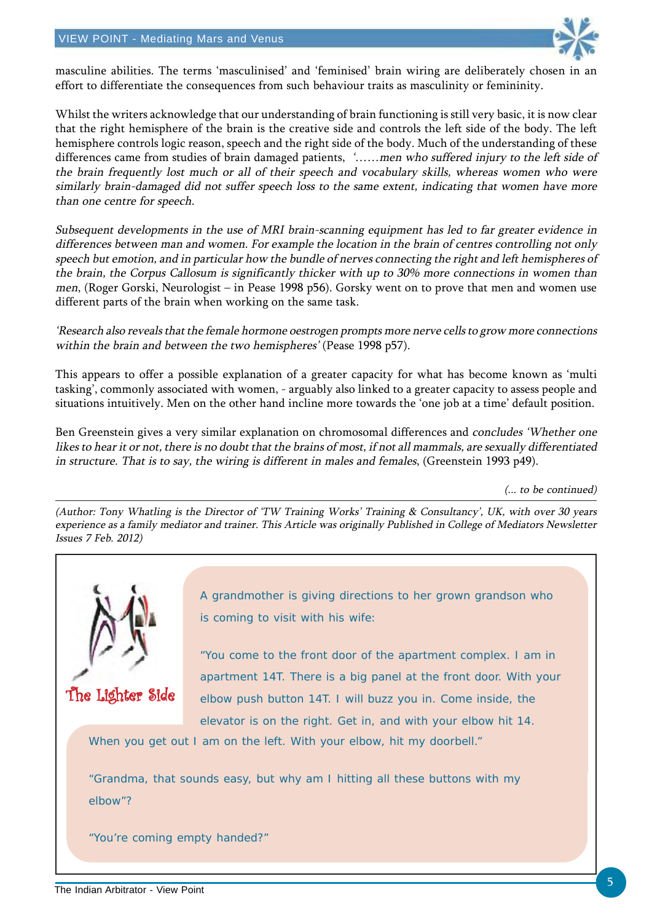masculine abilities. The terms 'masculinised' and 'feminised' brain wiring are deliberately chosen in an effort to differentiate the consequences from such behaviour traits as masculinity or femininity.

Whilst the writers acknowledge that our understanding of brain functioning is still very basic, it is now clear that the right hemisphere of the brain is the creative side and controls the left side of the body. The left hemisphere controls logic reason, speech and the right side of the body. Much of the understanding of these differences came from studies of brain damaged patients, *'……men who suffered injury to the left side of the brain frequently lost much or all of their speech and vocabulary skills, whereas women who were similarly brain-damaged did not suffer speech loss to the same extent, indicating that women have more than one centre for speech.*

*Subsequent developments in the use of MRI brain-scanning equipment has led to far greater evidence in differences between man and women. For example the location in the brain of centres controlling not only speech but emotion, and in particular how the bundle of nerves connecting the right and left hemispheres of the brain, the Corpus Callosum is significantly thicker with up to 30% more connections in women than men*, (Roger Gorski, Neurologist – in Pease 1998 p56). Gorsky went on to prove that men and women use different parts of the brain when working on the same task.

*'Research also reveals that the female hormone oestrogen prompts more nerve cells to grow more connections within the brain and between the two hemispheres'* (Pease 1998 p57).

This appears to offer a possible explanation of a greater capacity for what has become known as 'multi tasking', commonly associated with women, - arguably also linked to a greater capacity to assess people and situations intuitively. Men on the other hand incline more towards the 'one job at a time' default position.

Ben Greenstein gives a very similar explanation on chromosomal differences and *concludes 'Whether one likes to hear it or not, there is no doubt that the brains of most, if not all mammals, are sexually differentiated in structure. That is to say, the wiring is different in males and females*, (Greenstein 1993 p49).

*(... to be continued)*

---

*(Author: Tony Whatling is the Director of 'TW Training Works' Training & Consultancy', UK, with over 30 years experience as a family mediator and trainer. This Article was originally Published in College of Mediators Newsletter Issues 7 Feb. 2012)*

## The Lighter Side

A grandmother is giving directions to her grown grandson who is coming to visit with his wife:

"You come to the front door of the apartment complex. I am in apartment 14T. There is a big panel at the front door. With your elbow push button 14T. I will buzz you in. Come inside, the elevator is on the right. Get in, and with your elbow hit 14. When you get out I am on the left. With your elbow, hit my doorbell."

"Grandma, that sounds easy, but why am I hitting all these buttons with my elbow"?

"You're coming empty handed?"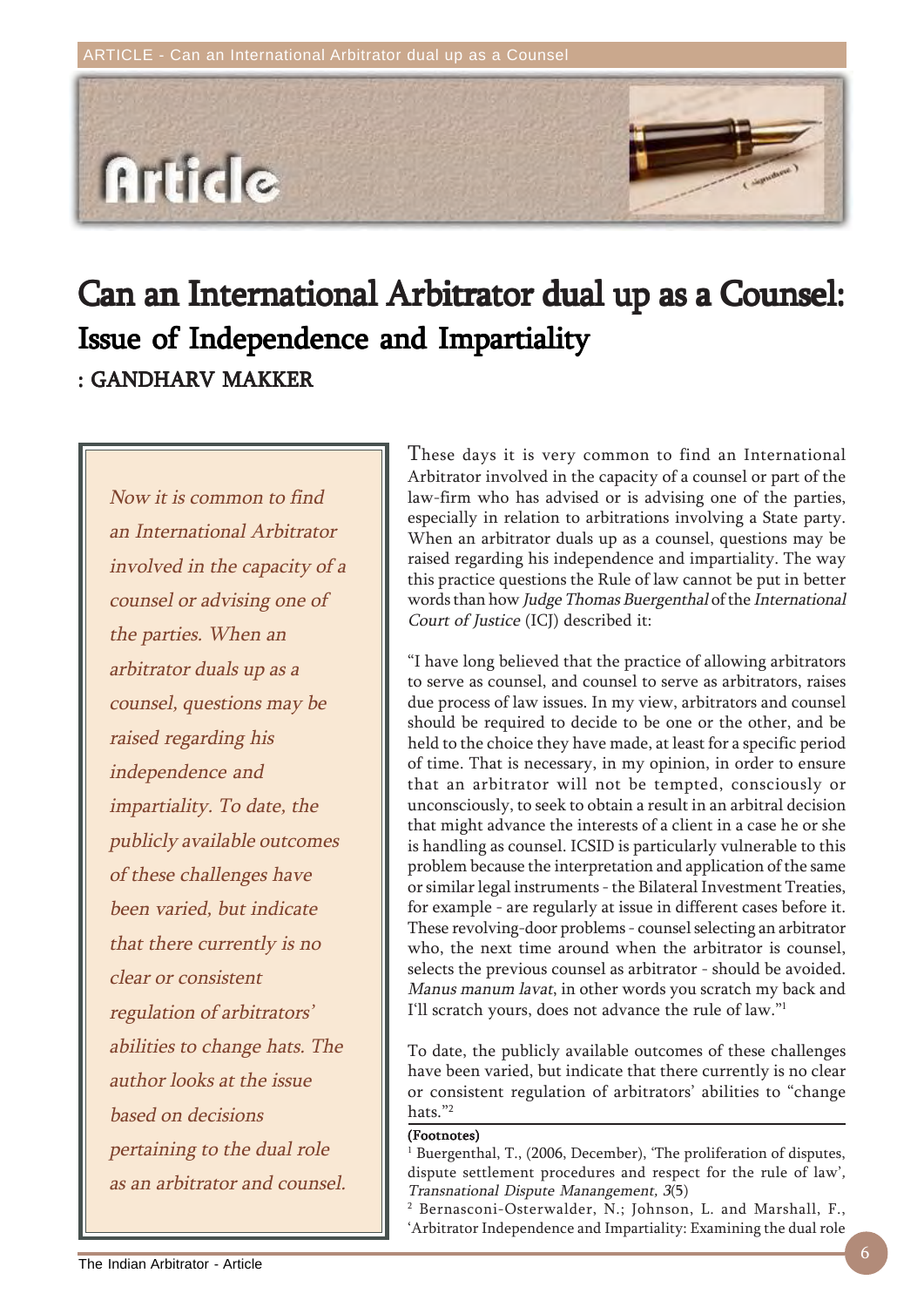# Can an International Arbitrator dual up as a Counsel: Issue of Independence and Impartiality

**: GANDHARV MAKKER**

*Now it is common to find an International Arbitrator involved in the capacity of a counsel or advising one of the parties. When an arbitrator duals up as a counsel, questions may be raised regarding his independence and impartiality. To date, the publicly available outcomes of these challenges have been varied, but indicate that there currently is no clear or consistent regulation of arbitrators' abilities to change hats. The author looks at the issue based on decisions pertaining to the dual role as an arbitrator and counsel.*

These days it is very common to find an International Arbitrator involved in the capacity of a counsel or part of the law-firm who has advised or is advising one of the parties, especially in relation to arbitrations involving a State party. When an arbitrator duals up as a counsel, questions may be raised regarding his independence and impartiality. The way this practice questions the Rule of law cannot be put in better words than how *Judge Thomas Buergenthal* of the *International Court of Justice* (ICJ) described it:

"I have long believed that the practice of allowing arbitrators to serve as counsel, and counsel to serve as arbitrators, raises due process of law issues. In my view, arbitrators and counsel should be required to decide to be one or the other, and be held to the choice they have made, at least for a specific period of time. That is necessary, in my opinion, in order to ensure that an arbitrator will not be tempted, consciously or unconsciously, to seek to obtain a result in an arbitral decision that might advance the interests of a client in a case he or she is handling as counsel. ICSID is particularly vulnerable to this problem because the interpretation and application of the same or similar legal instruments - the Bilateral Investment Treaties, for example - are regularly at issue in different cases before it. These revolving-door problems - counsel selecting an arbitrator who, the next time around when the arbitrator is counsel, selects the previous counsel as arbitrator - should be avoided. *Manus manum lavat*, in other words you scratch my back and I'll scratch yours, does not advance the rule of law."[1]

To date, the publicly available outcomes of these challenges have been varied, but indicate that there currently is no clear or consistent regulation of arbitrators' abilities to "change hats."[2]

**(Footnotes)**

[1] Buergenthal, T., (2006, December), 'The proliferation of disputes, dispute settlement procedures and respect for the rule of law', *Transnational Dispute Manangement, 3*(5)

[2] Bernasconi-Osterwalder, N.; Johnson, L. and Marshall, F., 'Arbitrator Independence and Impartiality: Examining the dual role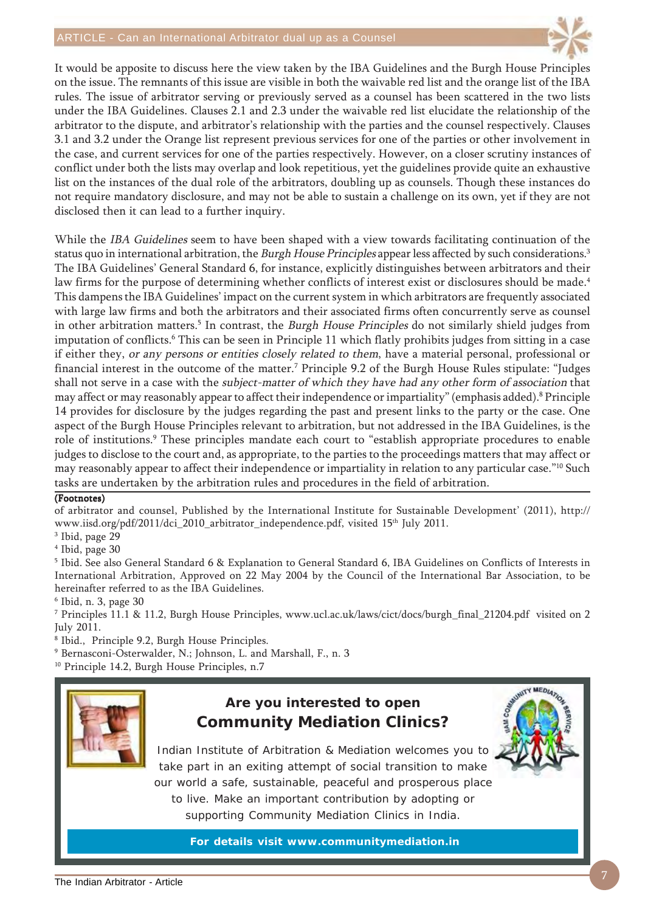It would be apposite to discuss here the view taken by the IBA Guidelines and the Burgh House Principles on the issue. The remnants of this issue are visible in both the waivable red list and the orange list of the IBA rules. The issue of arbitrator serving or previously served as a counsel has been scattered in the two lists under the IBA Guidelines. Clauses 2.1 and 2.3 under the waivable red list elucidate the relationship of the arbitrator to the dispute, and arbitrator's relationship with the parties and the counsel respectively. Clauses 3.1 and 3.2 under the Orange list represent previous services for one of the parties or other involvement in the case, and current services for one of the parties respectively. However, on a closer scrutiny instances of conflict under both the lists may overlap and look repetitious, yet the guidelines provide quite an exhaustive list on the instances of the dual role of the arbitrators, doubling up as counsels. Though these instances do not require mandatory disclosure, and may not be able to sustain a challenge on its own, yet if they are not disclosed then it can lead to a further inquiry.

While the *IBA Guidelines* seem to have been shaped with a view towards facilitating continuation of the status quo in international arbitration, the *Burgh House Principles* appear less affected by such considerations.[3] The IBA Guidelines' General Standard 6, for instance, explicitly distinguishes between arbitrators and their law firms for the purpose of determining whether conflicts of interest exist or disclosures should be made.[4] This dampens the IBA Guidelines' impact on the current system in which arbitrators are frequently associated with large law firms and both the arbitrators and their associated firms often concurrently serve as counsel in other arbitration matters.[5] In contrast, the *Burgh House Principles* do not similarly shield judges from imputation of conflicts.[6] This can be seen in Principle 11 which flatly prohibits judges from sitting in a case if either they, *or any persons or entities closely related to them*, have a material personal, professional or financial interest in the outcome of the matter.[7] Principle 9.2 of the Burgh House Rules stipulate: "Judges shall not serve in a case with the *subject-matter of which they have had any other form of association* that may affect or may reasonably appear to affect their independence or impartiality" (emphasis added).[8] Principle 14 provides for disclosure by the judges regarding the past and present links to the party or the case. One aspect of the Burgh House Principles relevant to arbitration, but not addressed in the IBA Guidelines, is the role of institutions.[9] These principles mandate each court to "establish appropriate procedures to enable judges to disclose to the court and, as appropriate, to the parties to the proceedings matters that may affect or may reasonably appear to affect their independence or impartiality in relation to any particular case."[10] Such tasks are undertaken by the arbitration rules and procedures in the field of arbitration.

**(Footnotes)**

of arbitrator and counsel, Published by the International Institute for Sustainable Development' (2011), http://www.iisd.org/pdf/2011/dci_2010_arbitrator_independence.pdf, visited 15th July 2011.

[3] Ibid, page 29

[4] Ibid, page 30

[5] Ibid. See also General Standard 6 & Explanation to General Standard 6, IBA Guidelines on Conflicts of Interests in International Arbitration, Approved on 22 May 2004 by the Council of the International Bar Association, to be hereinafter referred to as the IBA Guidelines.

[6] Ibid, n. 3, page 30

[7] Principles 11.1 & 11.2, Burgh House Principles, www.ucl.ac.uk/laws/cict/docs/burgh_final_21204.pdf visited on 2 July 2011.

[8] Ibid., Principle 9.2, Burgh House Principles.

[9] Bernasconi-Osterwalder, N.; Johnson, L. and Marshall, F., n. 3

[10] Principle 14.2, Burgh House Principles, n.7

**Are you interested to open Community Mediation Clinics?**

Indian Institute of Arbitration & Mediation welcomes you to take part in an exiting attempt of social transition to make our world a safe, sustainable, peaceful and prosperous place to live. Make an important contribution by adopting or supporting Community Mediation Clinics in India.

**For details visit www.communitymediation.in**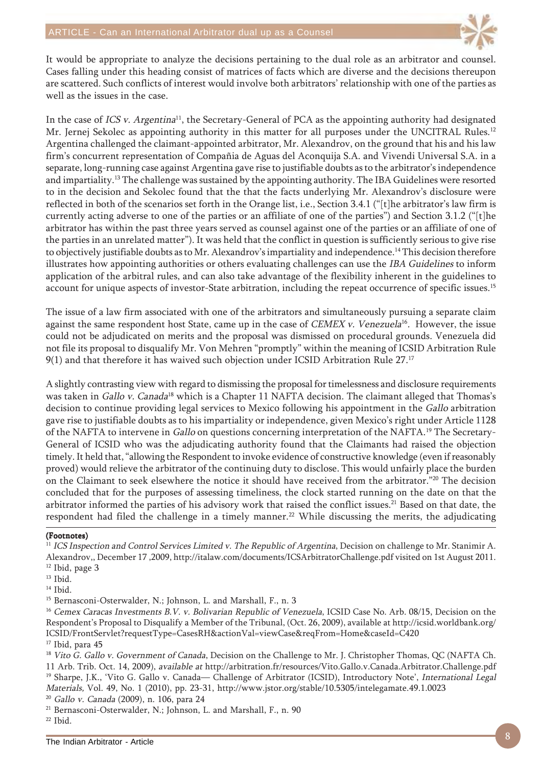It would be appropriate to analyze the decisions pertaining to the dual role as an arbitrator and counsel. Cases falling under this heading consist of matrices of facts which are diverse and the decisions thereupon are scattered. Such conflicts of interest would involve both arbitrators' relationship with one of the parties as well as the issues in the case.

In the case of *ICS v. Argentina*[11], the Secretary-General of PCA as the appointing authority had designated Mr. Jernej Sekolec as appointing authority in this matter for all purposes under the UNCITRAL Rules.[12] Argentina challenged the claimant-appointed arbitrator, Mr. Alexandrov, on the ground that his and his law firm's concurrent representation of Compañia de Aguas del Aconquija S.A. and Vivendi Universal S.A. in a separate, long-running case against Argentina gave rise to justifiable doubts as to the arbitrator's independence and impartiality.[13] The challenge was sustained by the appointing authority. The IBA Guidelines were resorted to in the decision and Sekolec found that the that the facts underlying Mr. Alexandrov's disclosure were reflected in both of the scenarios set forth in the Orange list, i.e., Section 3.4.1 ("[t]he arbitrator's law firm is currently acting adverse to one of the parties or an affiliate of one of the parties") and Section 3.1.2 ("[t]he arbitrator has within the past three years served as counsel against one of the parties or an affiliate of one of the parties in an unrelated matter"). It was held that the conflict in question is sufficiently serious to give rise to objectively justifiable doubts as to Mr. Alexandrov's impartiality and independence.[14] This decision therefore illustrates how appointing authorities or others evaluating challenges can use the *IBA Guidelines* to inform application of the arbitral rules, and can also take advantage of the flexibility inherent in the guidelines to account for unique aspects of investor-State arbitration, including the repeat occurrence of specific issues.[15]

The issue of a law firm associated with one of the arbitrators and simultaneously pursuing a separate claim against the same respondent host State, came up in the case of *CEMEX v. Venezuela*[16]. However, the issue could not be adjudicated on merits and the proposal was dismissed on procedural grounds. Venezuela did not file its proposal to disqualify Mr. Von Mehren "promptly" within the meaning of ICSID Arbitration Rule 9(1) and that therefore it has waived such objection under ICSID Arbitration Rule 27.[17]

A slightly contrasting view with regard to dismissing the proposal for timelessness and disclosure requirements was taken in *Gallo v. Canada*[18] which is a Chapter 11 NAFTA decision. The claimant alleged that Thomas's decision to continue providing legal services to Mexico following his appointment in the *Gallo* arbitration gave rise to justifiable doubts as to his impartiality or independence, given Mexico's right under Article 1128 of the NAFTA to intervene in *Gallo* on questions concerning interpretation of the NAFTA.[19] The Secretary-General of ICSID who was the adjudicating authority found that the Claimants had raised the objection timely. It held that, "allowing the Respondent to invoke evidence of constructive knowledge (even if reasonably proved) would relieve the arbitrator of the continuing duty to disclose. This would unfairly place the burden on the Claimant to seek elsewhere the notice it should have received from the arbitrator."[20] The decision concluded that for the purposes of assessing timeliness, the clock started running on the date on that the arbitrator informed the parties of his advisory work that raised the conflict issues.[21] Based on that date, the respondent had filed the challenge in a timely manner.[22] While discussing the merits, the adjudicating

**(Footnotes)**

[11] *ICS Inspection and Control Services Limited v. The Republic of Argentina*, Decision on challenge to Mr. Stanimir A. Alexandrov,, December 17 ,2009, http://italaw.com/documents/ICSArbitratorChallenge.pdf visited on 1st August 2011.

[12] Ibid, page 3

[13] Ibid.

[14] Ibid.

[15] Bernasconi-Osterwalder, N.; Johnson, L. and Marshall, F., n. 3

[16] *Cemex Caracas Investments B.V. v. Bolivarian Republic of Venezuela*, ICSID Case No. Arb. 08/15, Decision on the Respondent's Proposal to Disqualify a Member of the Tribunal, (Oct. 26, 2009), available at http://icsid.worldbank.org/ICSID/FrontServlet?requestType=CasesRH&actionVal=viewCase&reqFrom=Home&caseId=C420

[17] Ibid, para 45

[18] *Vito G. Gallo v. Government of Canada*, Decision on the Challenge to Mr. J. Christopher Thomas, QC (NAFTA Ch. 11 Arb. Trib. Oct. 14, 2009), *available at* http://arbitration.fr/resources/Vito.Gallo.v.Canada.Arbitrator.Challenge.pdf

[19] Sharpe, J.K., 'Vito G. Gallo v. Canada— Challenge of Arbitrator (ICSID), Introductory Note', *International Legal Materials,* Vol. 49, No. 1 (2010), pp. 23-31, http://www.jstor.org/stable/10.5305/intelegamate.49.1.0023

[20] *Gallo v. Canada* (2009), n. 106, para 24

[21] Bernasconi-Osterwalder, N.; Johnson, L. and Marshall, F., n. 90

[22] Ibid.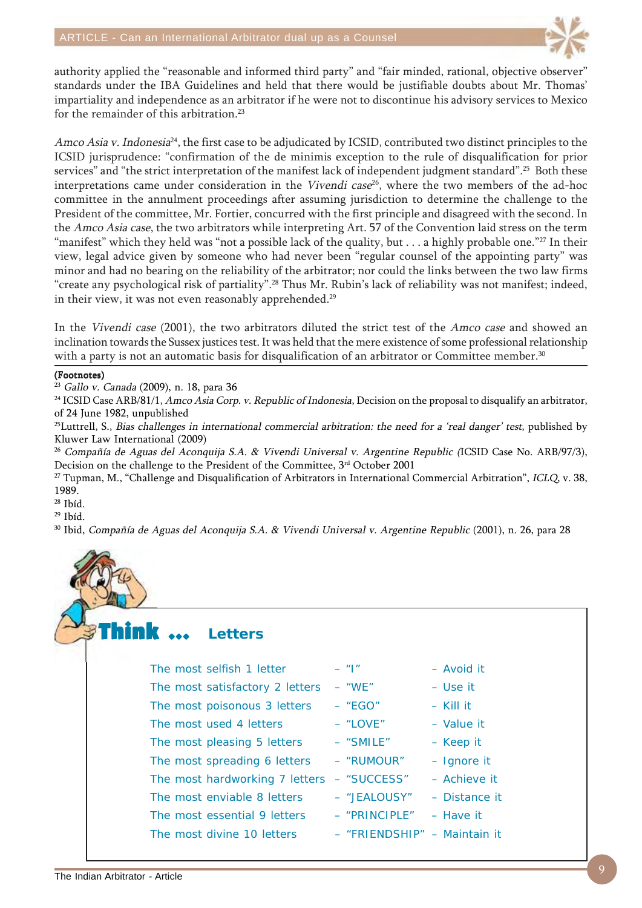authority applied the "reasonable and informed third party" and "fair minded, rational, objective observer" standards under the IBA Guidelines and held that there would be justifiable doubts about Mr. Thomas' impartiality and independence as an arbitrator if he were not to discontinue his advisory services to Mexico for the remainder of this arbitration.[23]

*Amco Asia v. Indonesia*[24], the first case to be adjudicated by ICSID, contributed two distinct principles to the ICSID jurisprudence: "confirmation of the de minimis exception to the rule of disqualification for prior services" and "the strict interpretation of the manifest lack of independent judgment standard".[25] Both these interpretations came under consideration in the *Vivendi case*[26], where the two members of the ad-hoc committee in the annulment proceedings after assuming jurisdiction to determine the challenge to the President of the committee, Mr. Fortier, concurred with the first principle and disagreed with the second. In the *Amco Asia case*, the two arbitrators while interpreting Art. 57 of the Convention laid stress on the term "manifest" which they held was "not a possible lack of the quality, but . . . a highly probable one."[27] In their view, legal advice given by someone who had never been "regular counsel of the appointing party" was minor and had no bearing on the reliability of the arbitrator; nor could the links between the two law firms "create any psychological risk of partiality".[28] Thus Mr. Rubin's lack of reliability was not manifest; indeed, in their view, it was not even reasonably apprehended.[29]

In the *Vivendi case* (2001), the two arbitrators diluted the strict test of the *Amco case* and showed an inclination towards the Sussex justices test. It was held that the mere existence of some professional relationship with a party is not an automatic basis for disqualification of an arbitrator or Committee member.[30]

**(Footnotes)**

[23] *Gallo v. Canada* (2009), n. 18, para 36

[24] ICSID Case ARB/81/1, *Amco Asia Corp. v. Republic of Indonesia*, Decision on the proposal to disqualify an arbitrator, of 24 June 1982, unpublished

[25] Luttrell, S., *Bias challenges in international commercial arbitration: the need for a 'real danger' test*, published by Kluwer Law International (2009)

[26] *Compañía de Aguas del Aconquija S.A. & Vivendi Universal v. Argentine Republic* (ICSID Case No. ARB/97/3), Decision on the challenge to the President of the Committee, 3rd October 2001

[27] Tupman, M., "Challenge and Disqualification of Arbitrators in International Commercial Arbitration", *ICLQ*, v. 38, 1989.

[28] Ibíd.

[29] Ibíd.

[30] Ibid, *Compañía de Aguas del Aconquija S.A. & Vivendi Universal v. Argentine Republic* (2001), n. 26, para 28

## Think … Letters

| | | |
|---|---|---|
| The most selfish 1 letter | – "I" | – Avoid it |
| The most satisfactory 2 letters | – "WE" | – Use it |
| The most poisonous 3 letters | – "EGO" | – Kill it |
| The most used 4 letters | – "LOVE" | – Value it |
| The most pleasing 5 letters | – "SMILE" | – Keep it |
| The most spreading 6 letters | – "RUMOUR" | – Ignore it |
| The most hardworking 7 letters | – "SUCCESS" | – Achieve it |
| The most enviable 8 letters | – "JEALOUSY" | – Distance it |
| The most essential 9 letters | – "PRINCIPLE" | – Have it |
| The most divine 10 letters | – "FRIENDSHIP" | – Maintain it |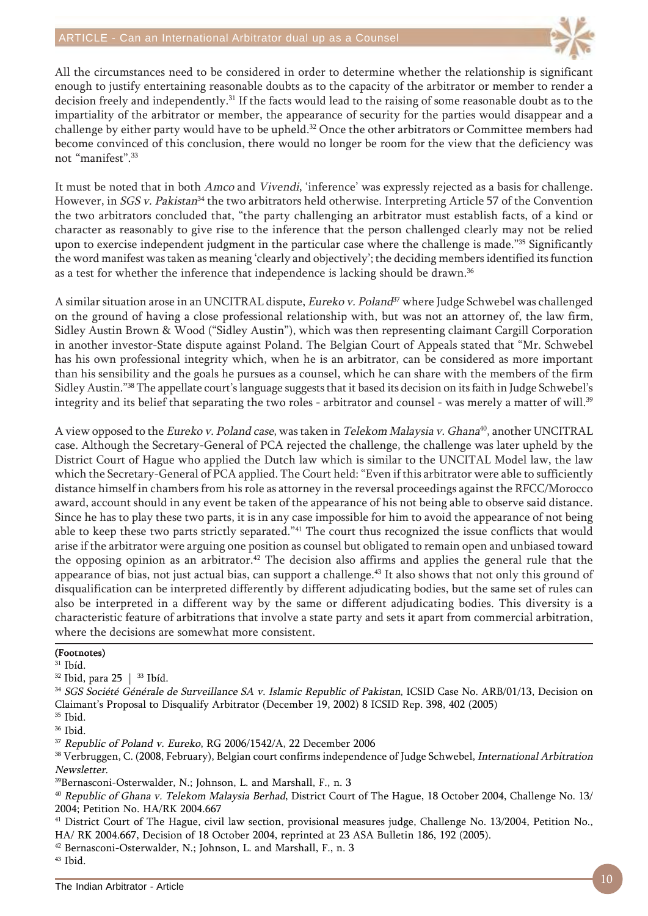All the circumstances need to be considered in order to determine whether the relationship is significant enough to justify entertaining reasonable doubts as to the capacity of the arbitrator or member to render a decision freely and independently.[31] If the facts would lead to the raising of some reasonable doubt as to the impartiality of the arbitrator or member, the appearance of security for the parties would disappear and a challenge by either party would have to be upheld.[32] Once the other arbitrators or Committee members had become convinced of this conclusion, there would no longer be room for the view that the deficiency was not "manifest".[33]

It must be noted that in both *Amco* and *Vivendi*, 'inference' was expressly rejected as a basis for challenge. However, in *SGS v. Pakistan*[34] the two arbitrators held otherwise. Interpreting Article 57 of the Convention the two arbitrators concluded that, "the party challenging an arbitrator must establish facts, of a kind or character as reasonably to give rise to the inference that the person challenged clearly may not be relied upon to exercise independent judgment in the particular case where the challenge is made."[35] Significantly the word manifest was taken as meaning 'clearly and objectively'; the deciding members identified its function as a test for whether the inference that independence is lacking should be drawn.[36]

A similar situation arose in an UNCITRAL dispute, *Eureko v. Poland*[37] where Judge Schwebel was challenged on the ground of having a close professional relationship with, but was not an attorney of, the law firm, Sidley Austin Brown & Wood ("Sidley Austin"), which was then representing claimant Cargill Corporation in another investor-State dispute against Poland. The Belgian Court of Appeals stated that "Mr. Schwebel has his own professional integrity which, when he is an arbitrator, can be considered as more important than his sensibility and the goals he pursues as a counsel, which he can share with the members of the firm Sidley Austin."[38] The appellate court's language suggests that it based its decision on its faith in Judge Schwebel's integrity and its belief that separating the two roles - arbitrator and counsel - was merely a matter of will.[39]

A view opposed to the *Eureko v. Poland case*, was taken in *Telekom Malaysia v. Ghana*[40], another UNCITRAL case. Although the Secretary-General of PCA rejected the challenge, the challenge was later upheld by the District Court of Hague who applied the Dutch law which is similar to the UNCITAL Model law, the law which the Secretary-General of PCA applied. The Court held: "Even if this arbitrator were able to sufficiently distance himself in chambers from his role as attorney in the reversal proceedings against the RFCC/Morocco award, account should in any event be taken of the appearance of his not being able to observe said distance. Since he has to play these two parts, it is in any case impossible for him to avoid the appearance of not being able to keep these two parts strictly separated."[41] The court thus recognized the issue conflicts that would arise if the arbitrator were arguing one position as counsel but obligated to remain open and unbiased toward the opposing opinion as an arbitrator.[42] The decision also affirms and applies the general rule that the appearance of bias, not just actual bias, can support a challenge.[43] It also shows that not only this ground of disqualification can be interpreted differently by different adjudicating bodies, but the same set of rules can also be interpreted in a different way by the same or different adjudicating bodies. This diversity is a characteristic feature of arbitrations that involve a state party and sets it apart from commercial arbitration, where the decisions are somewhat more consistent.

---

**(Footnotes)**

[31] Ibíd.

[32] Ibid, para 25 | [33] Ibíd.

[34] *SGS Société Générale de Surveillance SA v. Islamic Republic of Pakistan*, ICSID Case No. ARB/01/13, Decision on Claimant's Proposal to Disqualify Arbitrator (December 19, 2002) 8 ICSID Rep. 398, 402 (2005)

[35] Ibid.

[36] Ibid.

[37] *Republic of Poland v. Eureko*, RG 2006/1542/A, 22 December 2006

[38] Verbruggen, C. (2008, February), Belgian court confirms independence of Judge Schwebel, *International Arbitration Newsletter*.

[39] Bernasconi-Osterwalder, N.; Johnson, L. and Marshall, F., n. 3

[40] *Republic of Ghana v. Telekom Malaysia Berhad*, District Court of The Hague, 18 October 2004, Challenge No. 13/ 2004; Petition No. HA/RK 2004.667

[41] District Court of The Hague, civil law section, provisional measures judge, Challenge No. 13/2004, Petition No., HA/ RK 2004.667, Decision of 18 October 2004, reprinted at 23 ASA Bulletin 186, 192 (2005).

[42] Bernasconi-Osterwalder, N.; Johnson, L. and Marshall, F., n. 3

[43] Ibid.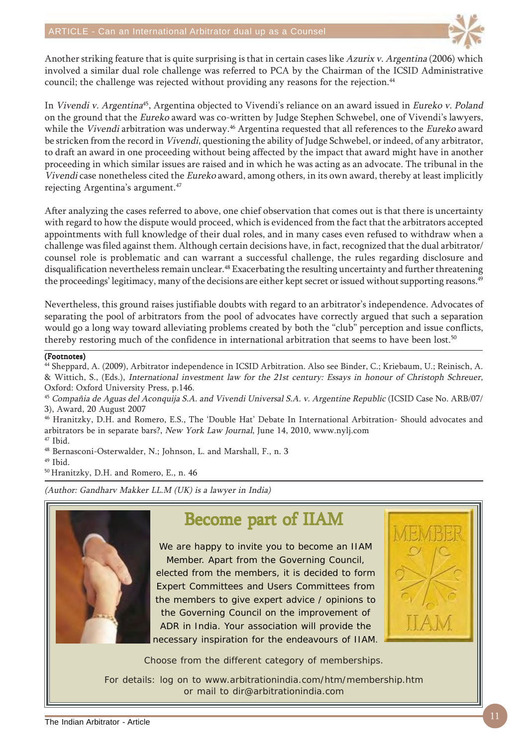Another striking feature that is quite surprising is that in certain cases like *Azurix v. Argentina* (2006) which involved a similar dual role challenge was referred to PCA by the Chairman of the ICSID Administrative council; the challenge was rejected without providing any reasons for the rejection.[44]

In *Vivendi v. Argentina*[45], Argentina objected to Vivendi's reliance on an award issued in *Eureko v. Poland* on the ground that the *Eureko* award was co-written by Judge Stephen Schwebel, one of Vivendi's lawyers, while the *Vivendi* arbitration was underway.[46] Argentina requested that all references to the *Eureko* award be stricken from the record in *Vivendi*, questioning the ability of Judge Schwebel, or indeed, of any arbitrator, to draft an award in one proceeding without being affected by the impact that award might have in another proceeding in which similar issues are raised and in which he was acting as an advocate. The tribunal in the *Vivendi* case nonetheless cited the *Eureko* award, among others, in its own award, thereby at least implicitly rejecting Argentina's argument.[47]

After analyzing the cases referred to above, one chief observation that comes out is that there is uncertainty with regard to how the dispute would proceed, which is evidenced from the fact that the arbitrators accepted appointments with full knowledge of their dual roles, and in many cases even refused to withdraw when a challenge was filed against them. Although certain decisions have, in fact, recognized that the dual arbitrator/counsel role is problematic and can warrant a successful challenge, the rules regarding disclosure and disqualification nevertheless remain unclear.[48] Exacerbating the resulting uncertainty and further threatening the proceedings' legitimacy, many of the decisions are either kept secret or issued without supporting reasons.[49]

Nevertheless, this ground raises justifiable doubts with regard to an arbitrator's independence. Advocates of separating the pool of arbitrators from the pool of advocates have correctly argued that such a separation would go a long way toward alleviating problems created by both the "club" perception and issue conflicts, thereby restoring much of the confidence in international arbitration that seems to have been lost.[50]

**(Footnotes)**

[44] Sheppard, A. (2009), Arbitrator independence in ICSID Arbitration. Also see Binder, C.; Kriebaum, U.; Reinisch, A. & Wittich, S., (Eds.), *International investment law for the 21st century: Essays in honour of Christoph Schreuer,* Oxford: Oxford University Press, p.146.

[45] *Compañia de Aguas del Aconquija S.A. and Vivendi Universal S.A. v. Argentine Republic* (ICSID Case No. ARB/07/3), Award, 20 August 2007

[46] Hranitzky, D.H. and Romero, E.S., The 'Double Hat' Debate In International Arbitration- Should advocates and arbitrators be in separate bars?, *New York Law Journal*, June 14, 2010, www.nylj.com

[47] Ibid.

[48] Bernasconi-Osterwalder, N.; Johnson, L. and Marshall, F., n. 3

[49] Ibid.

[50] Hranitzky, D.H. and Romero, E., n. 46

*(Author: Gandharv Makker LL.M (UK) is a lawyer in India)*

## Become part of IIAM

We are happy to invite you to become an IIAM Member. Apart from the Governing Council, elected from the members, it is decided to form Expert Committees and Users Committees from the members to give expert advice / opinions to the Governing Council on the improvement of ADR in India. Your association will provide the necessary inspiration for the endeavours of IIAM.

Choose from the different category of memberships.

For details: log on to www.arbitrationindia.com/htm/membership.htm or mail to dir@arbitrationindia.com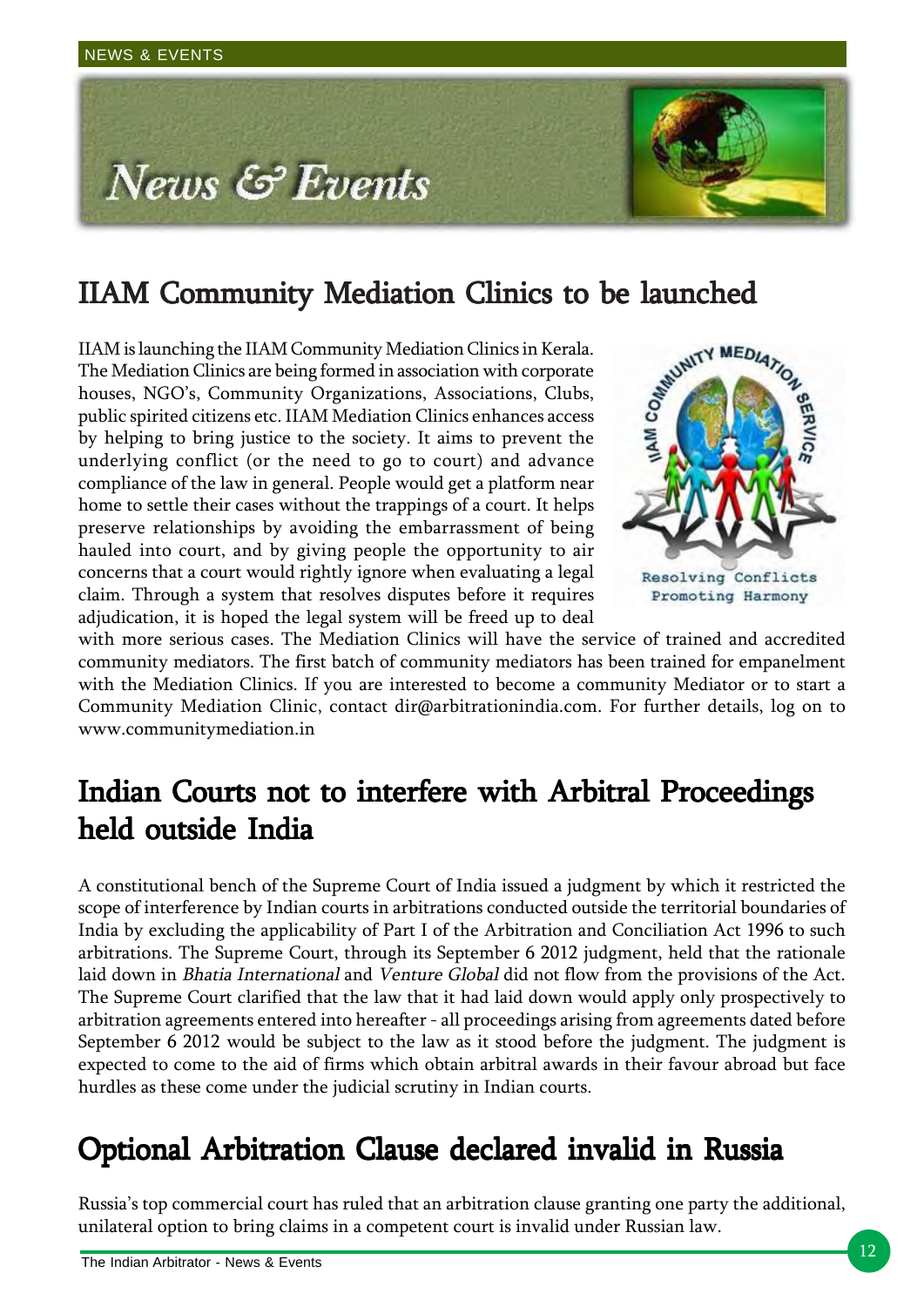# News & Events

## IIAM Community Mediation Clinics to be launched

IIAM is launching the IIAM Community Mediation Clinics in Kerala. The Mediation Clinics are being formed in association with corporate houses, NGO's, Community Organizations, Associations, Clubs, public spirited citizens etc. IIAM Mediation Clinics enhances access by helping to bring justice to the society. It aims to prevent the underlying conflict (or the need to go to court) and advance compliance of the law in general. People would get a platform near home to settle their cases without the trappings of a court. It helps preserve relationships by avoiding the embarrassment of being hauled into court, and by giving people the opportunity to air concerns that a court would rightly ignore when evaluating a legal claim. Through a system that resolves disputes before it requires adjudication, it is hoped the legal system will be freed up to deal with more serious cases. The Mediation Clinics will have the service of trained and accredited community mediators. The first batch of community mediators has been trained for empanelment with the Mediation Clinics. If you are interested to become a community Mediator or to start a Community Mediation Clinic, contact dir@arbitrationindia.com. For further details, log on to www.communitymediation.in

IIAM COMMUNITY MEDIATION SERVICE

Resolving Conflicts
Promoting Harmony

## Indian Courts not to interfere with Arbitral Proceedings held outside India

A constitutional bench of the Supreme Court of India issued a judgment by which it restricted the scope of interference by Indian courts in arbitrations conducted outside the territorial boundaries of India by excluding the applicability of Part I of the Arbitration and Conciliation Act 1996 to such arbitrations. The Supreme Court, through its September 6 2012 judgment, held that the rationale laid down in *Bhatia International* and *Venture Global* did not flow from the provisions of the Act. The Supreme Court clarified that the law that it had laid down would apply only prospectively to arbitration agreements entered into hereafter - all proceedings arising from agreements dated before September 6 2012 would be subject to the law as it stood before the judgment. The judgment is expected to come to the aid of firms which obtain arbitral awards in their favour abroad but face hurdles as these come under the judicial scrutiny in Indian courts.

## Optional Arbitration Clause declared invalid in Russia

Russia's top commercial court has ruled that an arbitration clause granting one party the additional, unilateral option to bring claims in a competent court is invalid under Russian law.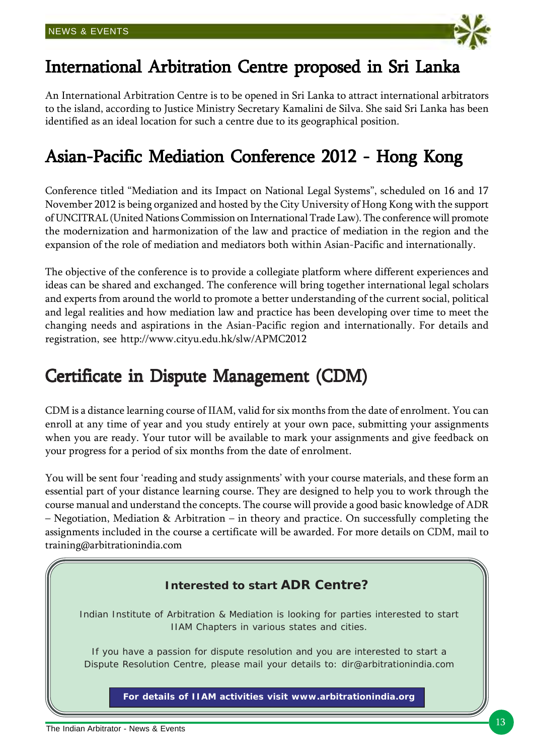# International Arbitration Centre proposed in Sri Lanka

An International Arbitration Centre is to be opened in Sri Lanka to attract international arbitrators to the island, according to Justice Ministry Secretary Kamalini de Silva. She said Sri Lanka has been identified as an ideal location for such a centre due to its geographical position.

# Asian-Pacific Mediation Conference 2012 - Hong Kong

Conference titled "Mediation and its Impact on National Legal Systems", scheduled on 16 and 17 November 2012 is being organized and hosted by the City University of Hong Kong with the support of UNCITRAL (United Nations Commission on International Trade Law). The conference will promote the modernization and harmonization of the law and practice of mediation in the region and the expansion of the role of mediation and mediators both within Asian-Pacific and internationally.

The objective of the conference is to provide a collegiate platform where different experiences and ideas can be shared and exchanged. The conference will bring together international legal scholars and experts from around the world to promote a better understanding of the current social, political and legal realities and how mediation law and practice has been developing over time to meet the changing needs and aspirations in the Asian-Pacific region and internationally. For details and registration, see http://www.cityu.edu.hk/slw/APMC2012

# Certificate in Dispute Management (CDM)

CDM is a distance learning course of IIAM, valid for six months from the date of enrolment. You can enroll at any time of year and you study entirely at your own pace, submitting your assignments when you are ready. Your tutor will be available to mark your assignments and give feedback on your progress for a period of six months from the date of enrolment.

You will be sent four 'reading and study assignments' with your course materials, and these form an essential part of your distance learning course. They are designed to help you to work through the course manual and understand the concepts. The course will provide a good basic knowledge of ADR – Negotiation, Mediation & Arbitration – in theory and practice. On successfully completing the assignments included in the course a certificate will be awarded. For more details on CDM, mail to training@arbitrationindia.com

**Interested to start ADR Centre?**

Indian Institute of Arbitration & Mediation is looking for parties interested to start IIAM Chapters in various states and cities.

If you have a passion for dispute resolution and you are interested to start a Dispute Resolution Centre, please mail your details to: dir@arbitrationindia.com

**For details of IIAM activities visit www.arbitrationindia.org**